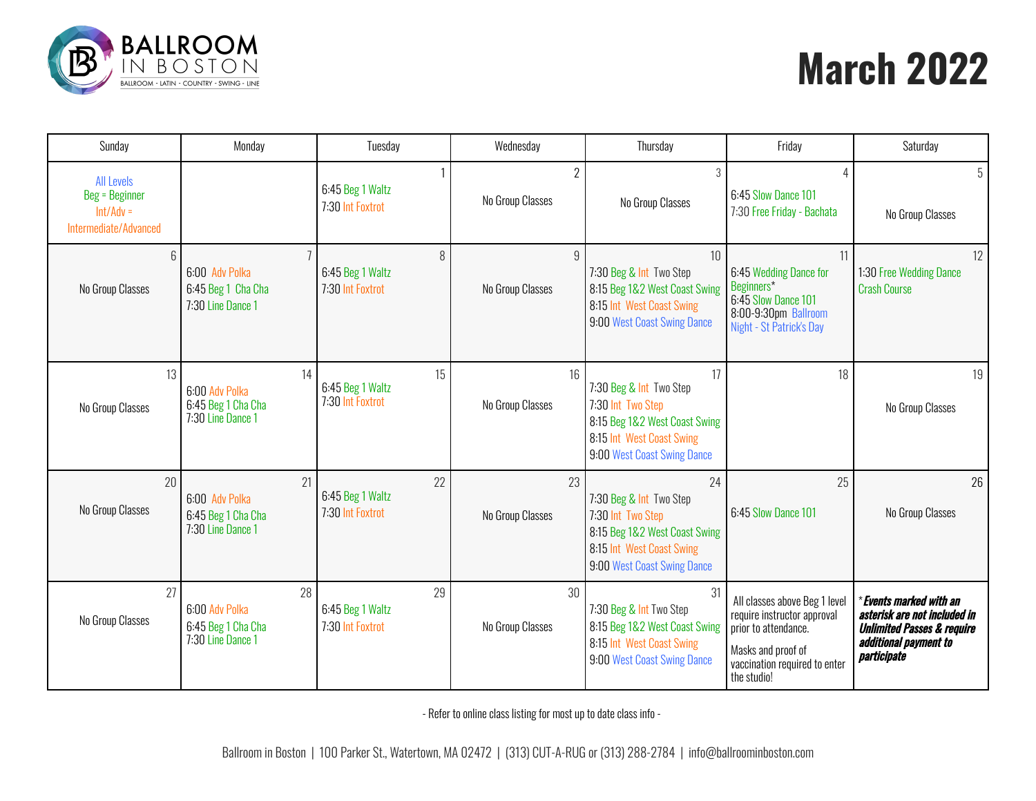BALLROOM IN BOSTON
BALLROOM - LATIN - COUNTRY - SWING - LINE

# March 2022

| Sunday | Monday | Tuesday | Wednesday | Thursday | Friday | Saturday |
|---|---|---|---|---|---|---|
| All Levels<br>Beg = Beginner<br>Int/Adv = Intermediate/Advanced | | 1<br>6:45 Beg 1 Waltz<br>7:30 Int Foxtrot | 2<br>No Group Classes | 3<br>No Group Classes | 4<br>6:45 Slow Dance 101<br>7:30 Free Friday - Bachata | 5<br>No Group Classes |
| 6<br>No Group Classes | 7<br>6:00 Adv Polka<br>6:45 Beg 1 Cha Cha<br>7:30 Line Dance 1 | 8<br>6:45 Beg 1 Waltz<br>7:30 Int Foxtrot | 9<br>No Group Classes | 10<br>7:30 Beg & Int Two Step<br>8:15 Beg 1&2 West Coast Swing<br>8:15 Int West Coast Swing<br>9:00 West Coast Swing Dance | 11<br>6:45 Wedding Dance for Beginners*<br>6:45 Slow Dance 101<br>8:00-9:30pm Ballroom Night - St Patrick's Day | 12<br>1:30 Free Wedding Dance Crash Course |
| 13<br>No Group Classes | 14<br>6:00 Adv Polka<br>6:45 Beg 1 Cha Cha<br>7:30 Line Dance 1 | 15<br>6:45 Beg 1 Waltz<br>7:30 Int Foxtrot | 16<br>No Group Classes | 17<br>7:30 Beg & Int Two Step<br>7:30 Int Two Step<br>8:15 Beg 1&2 West Coast Swing<br>8:15 Int West Coast Swing<br>9:00 West Coast Swing Dance | 18 | 19<br>No Group Classes |
| 20<br>No Group Classes | 21<br>6:00 Adv Polka<br>6:45 Beg 1 Cha Cha<br>7:30 Line Dance 1 | 22<br>6:45 Beg 1 Waltz<br>7:30 Int Foxtrot | 23<br>No Group Classes | 24<br>7:30 Beg & Int Two Step<br>7:30 Int Two Step<br>8:15 Beg 1&2 West Coast Swing<br>8:15 Int West Coast Swing<br>9:00 West Coast Swing Dance | 25<br>6:45 Slow Dance 101 | 26<br>No Group Classes |
| 27<br>No Group Classes | 28<br>6:00 Adv Polka<br>6:45 Beg 1 Cha Cha<br>7:30 Line Dance 1 | 29<br>6:45 Beg 1 Waltz<br>7:30 Int Foxtrot | 30<br>No Group Classes | 31<br>7:30 Beg & Int Two Step<br>8:15 Beg 1&2 West Coast Swing<br>8:15 Int West Coast Swing<br>9:00 West Coast Swing Dance | All classes above Beg 1 level require instructor approval prior to attendance.<br>Masks and proof of vaccination required to enter the studio! | ***Events marked with an asterisk are not included in Unlimited Passes & require additional payment to participate*** |

- Refer to online class listing for most up to date class info -

Ballroom in Boston | 100 Parker St., Watertown, MA 02472 | (313) CUT-A-RUG or (313) 288-2784 | info@ballroominboston.com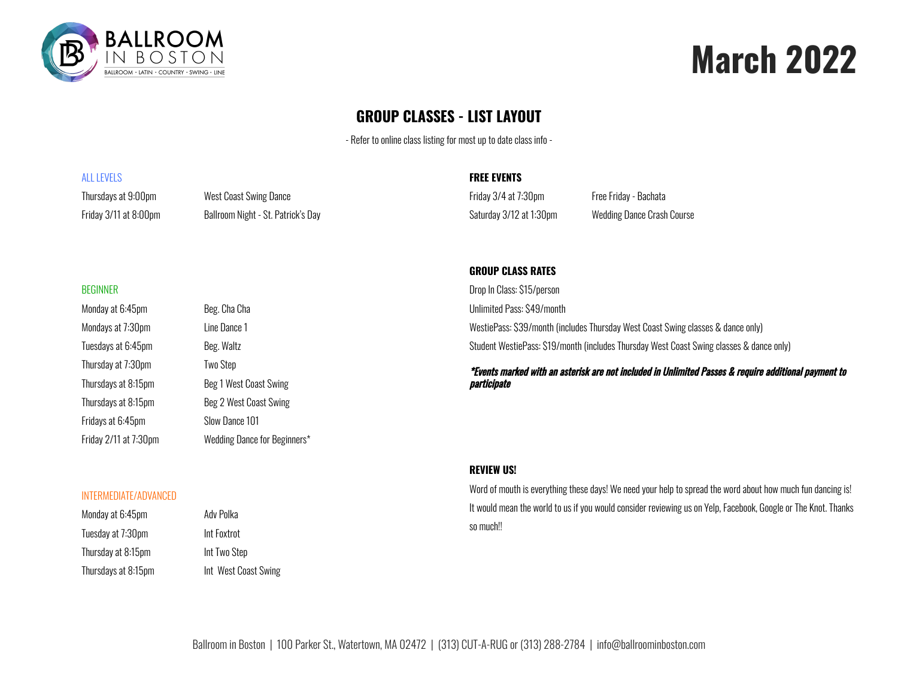BALLROOM IN BOSTON

BALLROOM - LATIN - COUNTRY - SWING - LINE

# March 2022

## GROUP CLASSES - LIST LAYOUT

- Refer to online class listing for most up to date class info -

### ALL LEVELS

| | |
|---|---|
| Thursdays at 9:00pm | West Coast Swing Dance |
| Friday 3/11 at 8:00pm | Ballroom Night - St. Patrick's Day |

### BEGINNER

| | |
|---|---|
| Monday at 6:45pm | Beg. Cha Cha |
| Mondays at 7:30pm | Line Dance 1 |
| Tuesdays at 6:45pm | Beg. Waltz |
| Thursday at 7:30pm | Two Step |
| Thursdays at 8:15pm | Beg 1 West Coast Swing |
| Thursdays at 8:15pm | Beg 2 West Coast Swing |
| Fridays at 6:45pm | Slow Dance 101 |
| Friday 2/11 at 7:30pm | Wedding Dance for Beginners* |

### INTERMEDIATE/ADVANCED

| | |
|---|---|
| Monday at 6:45pm | Adv Polka |
| Tuesday at 7:30pm | Int Foxtrot |
| Thursday at 8:15pm | Int Two Step |
| Thursdays at 8:15pm | Int West Coast Swing |

### FREE EVENTS

| | |
|---|---|
| Friday 3/4 at 7:30pm | Free Friday - Bachata |
| Saturday 3/12 at 1:30pm | Wedding Dance Crash Course |

### GROUP CLASS RATES

Drop In Class: $15/person

Unlimited Pass: $49/month

WestiePass: $39/month (includes Thursday West Coast Swing classes & dance only)

Student WestiePass: $19/month (includes Thursday West Coast Swing classes & dance only)

***Events marked with an asterisk are not included in Unlimited Passes & require additional payment to participate***

### REVIEW US!

Word of mouth is everything these days! We need your help to spread the word about how much fun dancing is! It would mean the world to us if you would consider reviewing us on Yelp, Facebook, Google or The Knot. Thanks so much!!

Ballroom in Boston | 100 Parker St., Watertown, MA 02472 | (313) CUT-A-RUG or (313) 288-2784 | info@ballroominboston.com